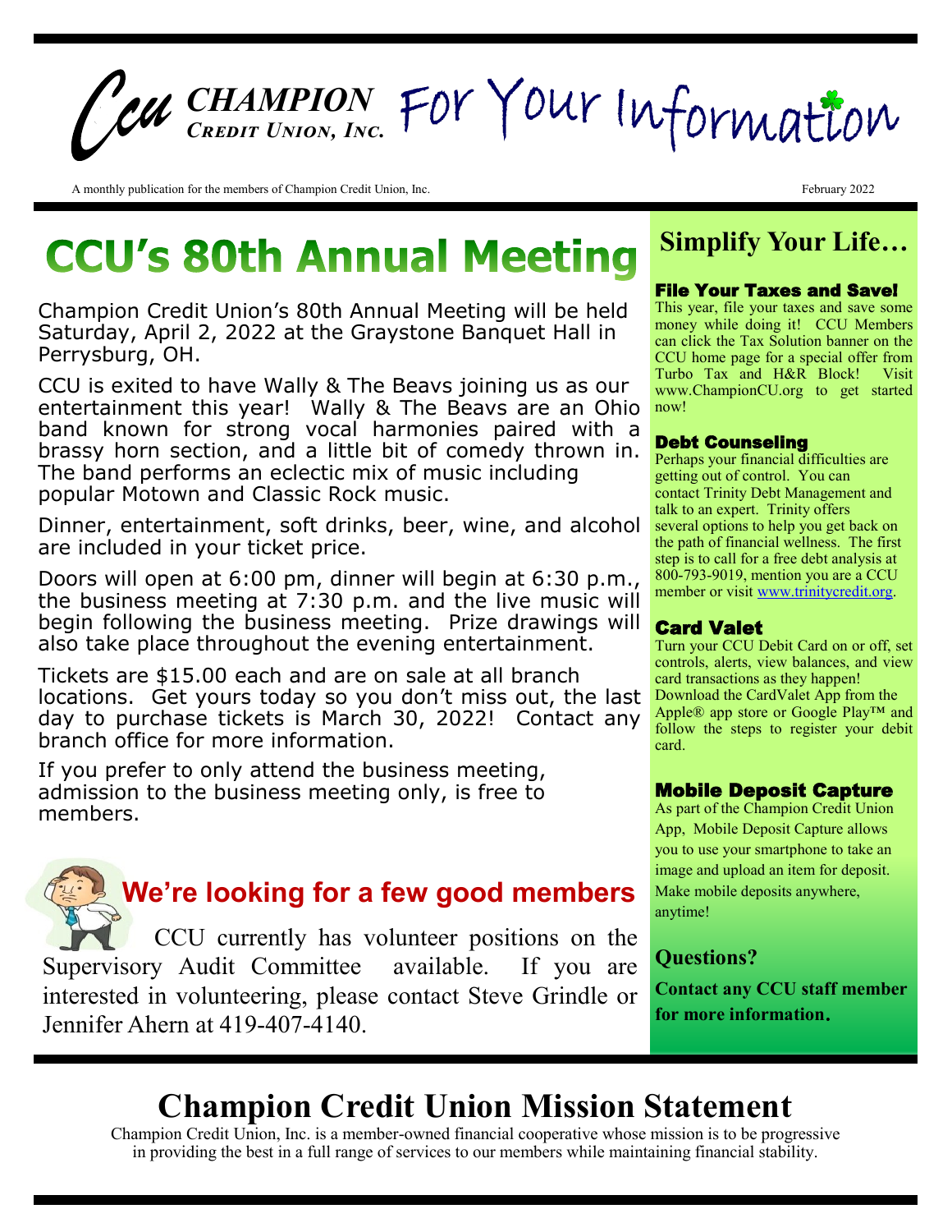# CCU CHAMPION Credit Union, Inc. For Your Information

A monthly publication for the members of Champion Credit Union, Inc.

February 2022

## CCU's 80th Annual Meeting

Champion Credit Union's 80th Annual Meeting will be held Saturday, April 2, 2022 at the Graystone Banquet Hall in Perrysburg, OH.

CCU is exited to have Wally & The Beavs joining us as our entertainment this year! Wally & The Beavs are an Ohio band known for strong vocal harmonies paired with a brassy horn section, and a little bit of comedy thrown in. The band performs an eclectic mix of music including popular Motown and Classic Rock music.

Dinner, entertainment, soft drinks, beer, wine, and alcohol are included in your ticket price.

Doors will open at 6:00 pm, dinner will begin at 6:30 p.m., the business meeting at 7:30 p.m. and the live music will begin following the business meeting. Prize drawings will also take place throughout the evening entertainment.

Tickets are $15.00 each and are on sale at all branch locations. Get yours today so you don't miss out, the last day to purchase tickets is March 30, 2022! Contact any branch office for more information.

If you prefer to only attend the business meeting, admission to the business meeting only, is free to members.

## We're looking for a few good members

CCU currently has volunteer positions on the Supervisory Audit Committee available. If you are interested in volunteering, please contact Steve Grindle or Jennifer Ahern at 419-407-4140.

## Simplify Your Life…

### File Your Taxes and Save!

This year, file your taxes and save some money while doing it! CCU Members can click the Tax Solution banner on the CCU home page for a special offer from Turbo Tax and H&R Block! Visit www.ChampionCU.org to get started now!

### Debt Counseling

Perhaps your financial difficulties are getting out of control. You can contact Trinity Debt Management and talk to an expert. Trinity offers several options to help you get back on the path of financial wellness. The first step is to call for a free debt analysis at 800-793-9019, mention you are a CCU member or visit www.trinitycredit.org.

### Card Valet

Turn your CCU Debit Card on or off, set controls, alerts, view balances, and view card transactions as they happen! Download the CardValet App from the Apple® app store or Google Play™ and follow the steps to register your debit card.

### Mobile Deposit Capture

As part of the Champion Credit Union App, Mobile Deposit Capture allows you to use your smartphone to take an image and upload an item for deposit. Make mobile deposits anywhere, anytime!

### Questions?

**Contact any CCU staff member for more information.**

## Champion Credit Union Mission Statement

Champion Credit Union, Inc. is a member-owned financial cooperative whose mission is to be progressive in providing the best in a full range of services to our members while maintaining financial stability.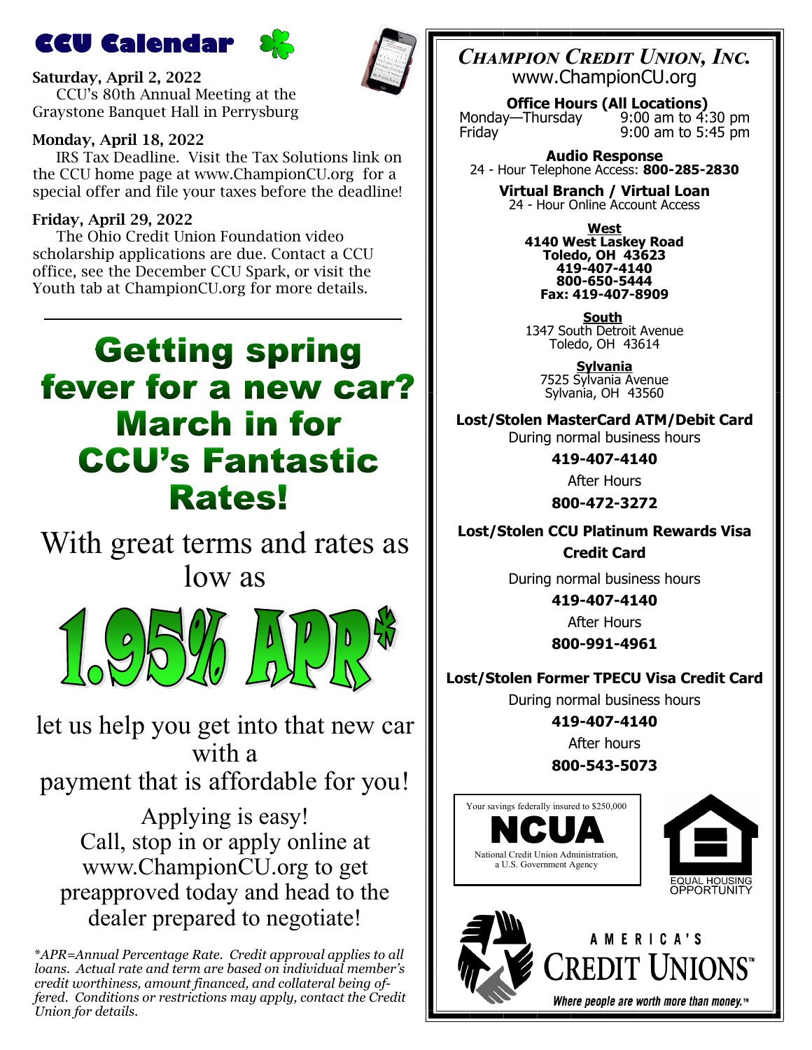## CCU Calendar

**Saturday, April 2, 2022**
CCU's 80th Annual Meeting at the Graystone Banquet Hall in Perrysburg

**Monday, April 18, 2022**
IRS Tax Deadline. Visit the Tax Solutions link on the CCU home page at www.ChampionCU.org for a special offer and file your taxes before the deadline!

**Friday, April 29, 2022**
The Ohio Credit Union Foundation video scholarship applications are due. Contact a CCU office, see the December CCU Spark, or visit the Youth tab at ChampionCU.org for more details.

---

# Getting spring fever for a new car? March in for CCU's Fantastic Rates!

With great terms and rates as low as

# 1.95% APR*

let us help you get into that new car with a payment that is affordable for you!

Applying is easy!
Call, stop in or apply online at www.ChampionCU.org to get preapproved today and head to the dealer prepared to negotiate!

*\*APR=Annual Percentage Rate. Credit approval applies to all loans. Actual rate and term are based on individual member's credit worthiness, amount financed, and collateral being offered. Conditions or restrictions may apply, contact the Credit Union for details.*

---

## *Champion Credit Union, Inc.*
www.ChampionCU.org

**Office Hours (All Locations)**
Monday—Thursday 9:00 am to 4:30 pm
Friday 9:00 am to 5:45 pm

**Audio Response**
24 - Hour Telephone Access: **800-285-2830**

**Virtual Branch / Virtual Loan**
24 - Hour Online Account Access

**West**
**4140 West Laskey Road**
**Toledo, OH 43623**
**419-407-4140**
**800-650-5444**
**Fax: 419-407-8909**

**South**
1347 South Detroit Avenue
Toledo, OH 43614

**Sylvania**
7525 Sylvania Avenue
Sylvania, OH 43560

**Lost/Stolen MasterCard ATM/Debit Card**
During normal business hours
**419-407-4140**
After Hours
**800-472-3272**

**Lost/Stolen CCU Platinum Rewards Visa Credit Card**
During normal business hours
**419-407-4140**
After Hours
**800-991-4961**

**Lost/Stolen Former TPECU Visa Credit Card**
During normal business hours
**419-407-4140**
After hours
**800-543-5073**

Your savings federally insured to $250,000
NCUA
National Credit Union Administration, a U.S. Government Agency

EQUAL HOUSING OPPORTUNITY

AMERICA'S CREDIT UNIONS™
Where people are worth more than money.™